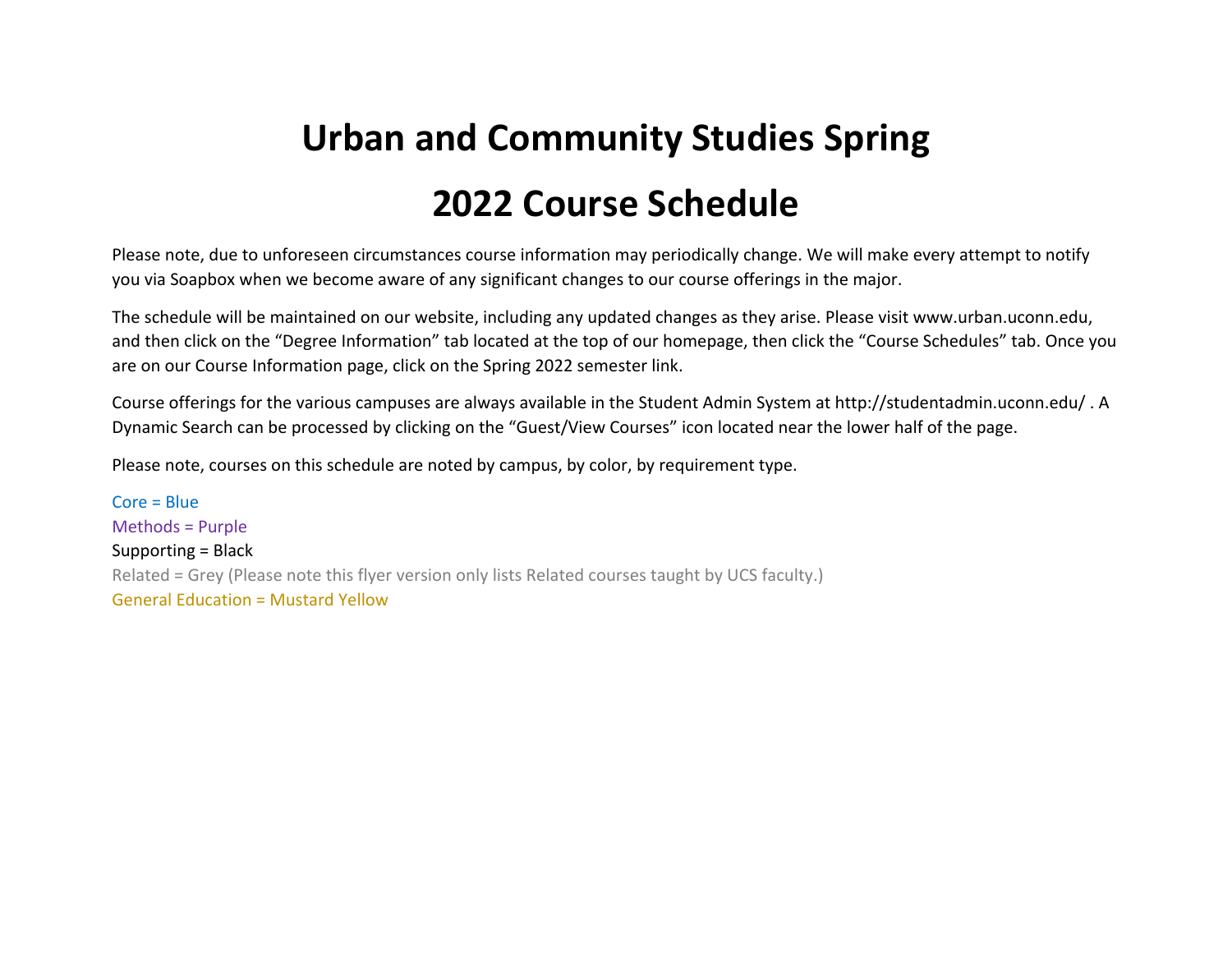# Urban and Community Studies Spring 2022 Course Schedule

Please note, due to unforeseen circumstances course information may periodically change. We will make every attempt to notify you via Soapbox when we become aware of any significant changes to our course offerings in the major.

The schedule will be maintained on our website, including any updated changes as they arise. Please visit www.urban.uconn.edu, and then click on the “Degree Information” tab located at the top of our homepage, then click the “Course Schedules” tab. Once you are on our Course Information page, click on the Spring 2022 semester link.

Course offerings for the various campuses are always available in the Student Admin System at http://studentadmin.uconn.edu/ . A Dynamic Search can be processed by clicking on the “Guest/View Courses” icon located near the lower half of the page.

Please note, courses on this schedule are noted by campus, by color, by requirement type.

Core = Blue  
Methods = Purple  
Supporting = Black  
Related = Grey (Please note this flyer version only lists Related courses taught by UCS faculty.)  
General Education = Mustard Yellow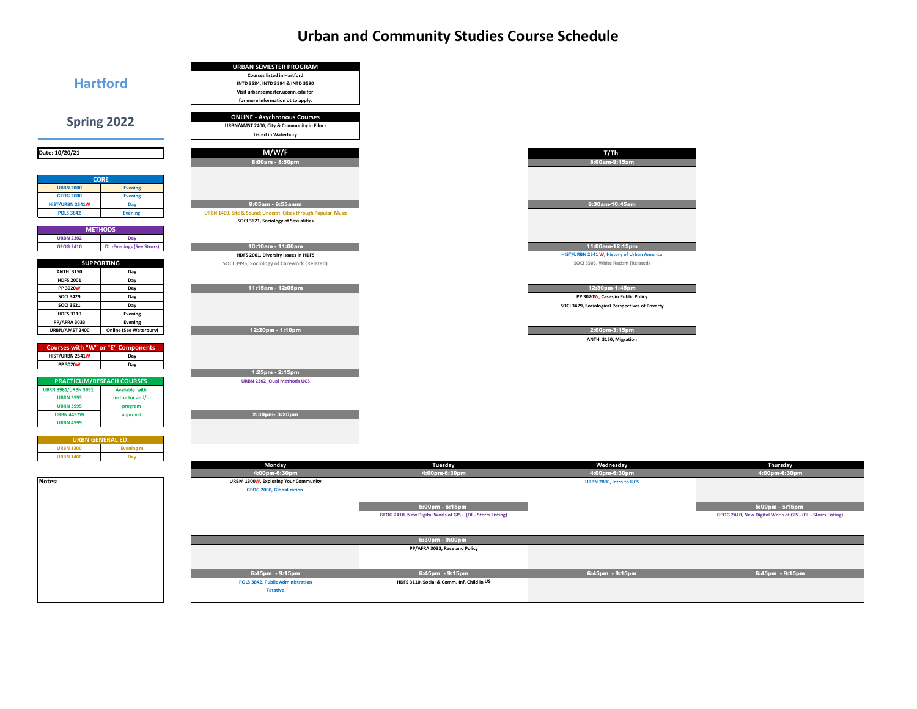# Urban and Community Studies Course Schedule

## Hartford

## Spring 2022

**Date: 10/20/21**

| CORE | |
|---|---|
| UBBN 2000 | Evening |
| GEOG 2000 | Evening |
| HIST/URBN 2541W | Day |
| POLS 3842 | Evening |

| METHODS | |
|---|---|
| URBN 2302 | Day |
| GEOG 2410 | DL -Evenings (See Storrs) |

| SUPPORTING | |
|---|---|
| ANTH 3150 | Day |
| HDFS 2001 | Day |
| PP 3020W | Day |
| SOCI 3429 | Day |
| SOCI 3621 | Day |
| HDFS 3110 | Evening |
| PP/AFRA 3033 | Evening |
| URBN/AMST 2400 | Online (See Waterbury) |

| Courses with "W" or "E" Components | |
|---|---|
| HIST/URBN 2541W | Day |
| PP 3020W | Day |

| PRACTICUM/RESEACH COURSES | |
|---|---|
| UBRN 3981/URBN 3991 | Available with instructor and/or program approval. |
| URBN 3993 | |
| URBN 3995 | |
| URBN 4497W | |
| URBN 4999 | |

| URBN GENERAL ED. | |
|---|---|
| URBN 1300 | Evening m |
| URBN 1400 | Day |

**Notes:**

**URBAN SEMESTER PROGRAM**

Courses listed in Hartford
INTD 3584, INTD 3594 & INTD 3590
Visit urbansemester.uconn.edu for
for more information ot to apply.

**ONLINE - Asychronous Courses**

URBN/AMST 2400, City & Community in Film - Listed in Waterbury

| M/W/F | T/Th |
|---|---|
| **8:00am - 8:50pm** | **8:00am-9:15am** |
| | |
| **9:05am - 9:55amm** | **9:30am-10:45am** |
| URBN 1400, Site & Sound: Underst. Cities through Popular Music; SOCI 3621, Sociology of Sexualities | |
| **10:10am - 11:00am** | **11:00am-12:15pm** |
| HDFS 2001, Diversity Issues in HDFS; SOCI 3995, Sociology of Carework (Related) | HIST/URBN 2541 W, History of Urban America; SOCI 3505, White Racism (Related) |
| **11:15am - 12:05pm** | **12:30pm-1:45pm** |
| | PP 3020W, Cases in Public Policy; SOCI 3429, Sociological Perspectives of Poverty |
| **12:20pm - 1:10pm** | **2:00pm-3:15pm** |
| | ANTH 3150, Migration |
| **1:25pm - 2:15pm** | |
| URBN 2302, Qual Methods UCS | |
| **2:30pm- 3:20pm** | |
| | |

| Monday | Tuesday | Wednesday | Thursday |
|---|---|---|---|
| **4:00pm-6:30pm** | **4:00pm-6:30pm** | **4:00pm-6:30pm** | **4:00pm-6:30pm** |
| URBM 1300W, Exploring Your Community; GEOG 2000, Globalization | | URBN 2000, Intro to UCS | |
| | **5:00pm - 6:15pm** | | **5:00pm - 6:15pm** |
| | GEOG 2410, New Digital Worls of GIS - (DL - Storrs Listing) | | GEOG 2410, New Digital Worls of GIS - (DL - Storrs Listing) |
| | **6:30pm - 9:00pm** | | |
| | PP/AFRA 3033, Race and Policy | | |
| **6:45pm - 9:15pm** | **6:45pm - 9:15pm** | **6:45pm - 9:15pm** | **6:45pm - 9:15pm** |
| POLS 3842, Public Administration Tetative | HDFS 3110, Social & Comm. Inf. Child in US | | |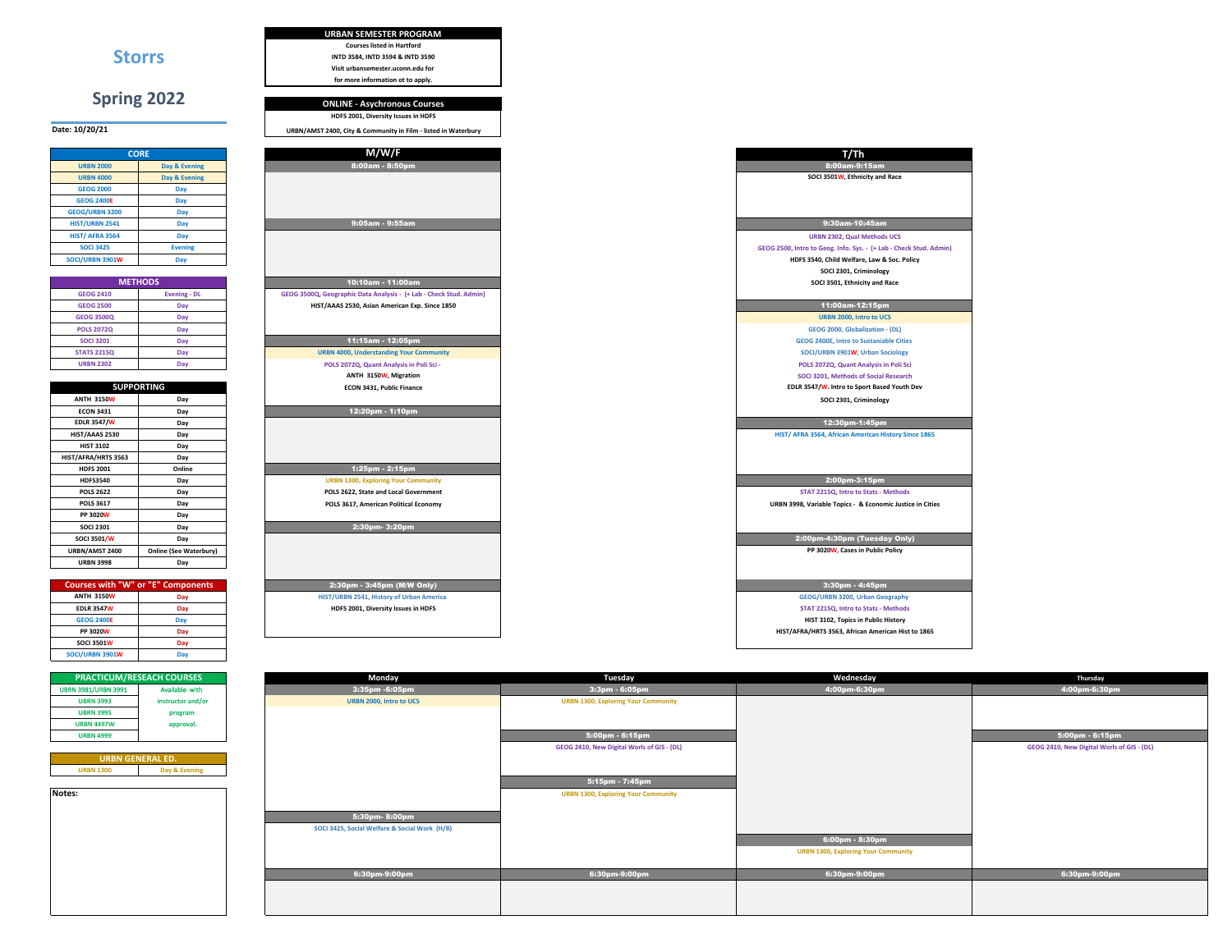# Storrs

## Spring 2022

**Date: 10/20/21**

| CORE | |
|---|---|
| URBN 2000 | Day & Evening |
| URBN 4000 | Day & Evening |
| GEOG 2000 | Day |
| GEOG 2400E | Day |
| GEOG/URBN 3200 | Day |
| HIST/URBN 2541 | Day |
| HIST/ AFRA 3564 | Day |
| SOCI 3425 | Evening |
| SOCI/URBN 3901W | Day |

| METHODS | |
|---|---|
| GEOG 2410 | Evening - DL |
| GEOG 2500 | Day |
| GEOG 3500Q | Day |
| POLS 2072Q | Day |
| SOCI 3201 | Day |
| STATS 2215Q | Day |
| URBN 2302 | Day |

| SUPPORTING | |
|---|---|
| ANTH 3150W | Day |
| ECON 3431 | Day |
| EDLR 3547/W | Day |
| HIST/AAAS 2530 | Day |
| HIST 3102 | Day |
| HIST/AFRA/HRTS 3563 | Day |
| HDFS 2001 | Online |
| HDFS3540 | Day |
| POLS 2622 | Day |
| POLS 3617 | Day |
| PP 3020W | Day |
| SOCI 2301 | Day |
| SOCI 3501/W | Day |
| URBN/AMST 2400 | Online (See Waterbury) |
| URBN 3998 | Day |

| Courses with "W" or "E" Components | |
|---|---|
| ANTH 3150W | Day |
| EDLR 3547W | Day |
| GEOG 2400E | Day |
| PP 3020W | Day |
| SOCI 3501W | Day |
| SOCI/URBN 3901W | Day |

| PRACTICUM/RESEACH COURSES | |
|---|---|
| URBN 3981/URBN 3991 | Available with instructor and/or program approval. |
| URBN 3993 | |
| URBN 3995 | |
| URBN 4497W | |
| URBN 4999 | |

| URBN GENERAL ED. | |
|---|---|
| URBN 1300 | Day & Evening |

**Notes:**

**URBAN SEMESTER PROGRAM**

Courses listed in Hartford
INTD 3584, INTD 3594 & INTD 3590
Visit urbansemester.uconn.edu for
for more information ot to apply.

**ONLINE - Asychronous Courses**

HDFS 2001, Diversity Issues in HDFS
URBN/AMST 2400, City & Community in Film - listed in Waterbury

### M/W/F

| Time | Courses |
|---|---|
| 8:00am - 8:50pm | |
| 9:05am - 9:55am | |
| 10:10am - 11:00am | GEOG 3500Q, Geographic Data Analysis - (+ Lab - Check Stud. Admin); HIST/AAAS 2530, Asian American Exp. Since 1850 |
| 11:15am - 12:05pm | URBN 4000, Understanding Your Community; POLS 2072Q, Quant Analysis in Poli Sci -; ANTH 3150W, Migration; ECON 3431, Public Finance |
| 12:20pm - 1:10pm | |
| 1:25pm - 2:15pm | URBN 1300, Exploring Your Community; POLS 2622, State and Local Government; POLS 3617, American Political Economy |
| 2:30pm- 3:20pm | |
| 2:30pm - 3:45pm (M/W Only) | HIST/URBN 2541, History of Urban America; HDFS 2001, Diversity Issues in HDFS |

### T/Th

| Time | Courses |
|---|---|
| 8:00am-9:15am | SOCI 3501W, Ethnicity and Race |
| 9:30am-10:45am | URBN 2302, Qual Methods UCS; GEOG 2500, Intro to Geog. Info. Sys. - (+ Lab - Check Stud. Admin); HDFS 3540, Child Welfare, Law & Soc. Policy; SOCI 2301, Criminology; SOCI 3501, Ethnicity and Race |
| 11:00am-12:15pm | URBN 2000, Intro to UCS; GEOG 2000, Globalization - (DL); GEOG 2400E, Intro to Sustainable Cities; SOCI/URBN 3901W, Urban Sociology; POLS 2072Q, Quant Analysis in Poli Sci; SOCI 3201, Methods of Social Research; EDLR 3547/W. Intro to Sport Based Youth Dev; SOCI 2301, Criminology |
| 12:30pm-1:45pm | HIST/ AFRA 3564, African American History Since 1865 |
| 2:00pm-3:15pm | STAT 2215Q, Intro to Stats - Methods; URBN 3998, Variable Topics - & Economic Justice in Cities |
| 2:00pm-4:30pm (Tuesday Only) | PP 3020W, Cases in Public Policy |
| 3:30pm - 4:45pm | GEOG/URBN 3200, Urban Geography; STAT 2215Q, Intro to Stats - Methods; HIST 3102, Topics in Public History; HIST/AFRA/HRTS 3563, African American Hist to 1865 |

### Evening

| Monday | Tuesday | Wednesday | Thursday |
|---|---|---|---|
| 3:35pm -6:05pm | 3:3pm - 6:05pm | 4:00pm-6:30pm | 4:00pm-6:30pm |
| URBN 2000, Intro to UCS | URBN 1300, Exploring Your Community | | |
| | 5:00pm - 6:15pm | | 5:00pm - 6:15pm |
| | GEOG 2410, New Digital Worls of GIS - (DL) | | GEOG 2410, New Digital Worls of GIS - (DL) |
| | 5:15pm - 7:45pm | | |
| | URBN 1300, Exploring Your Community | | |
| 5:30pm- 8:00pm | | 6:00pm - 8:30pm | |
| SOCI 3425, Social Welfare & Social Work (H/B) | | URBN 1300, Exploring Your Community | |
| 6:30pm-9:00pm | 6:30pm-9:00pm | 6:30pm-9:00pm | 6:30pm-9:00pm |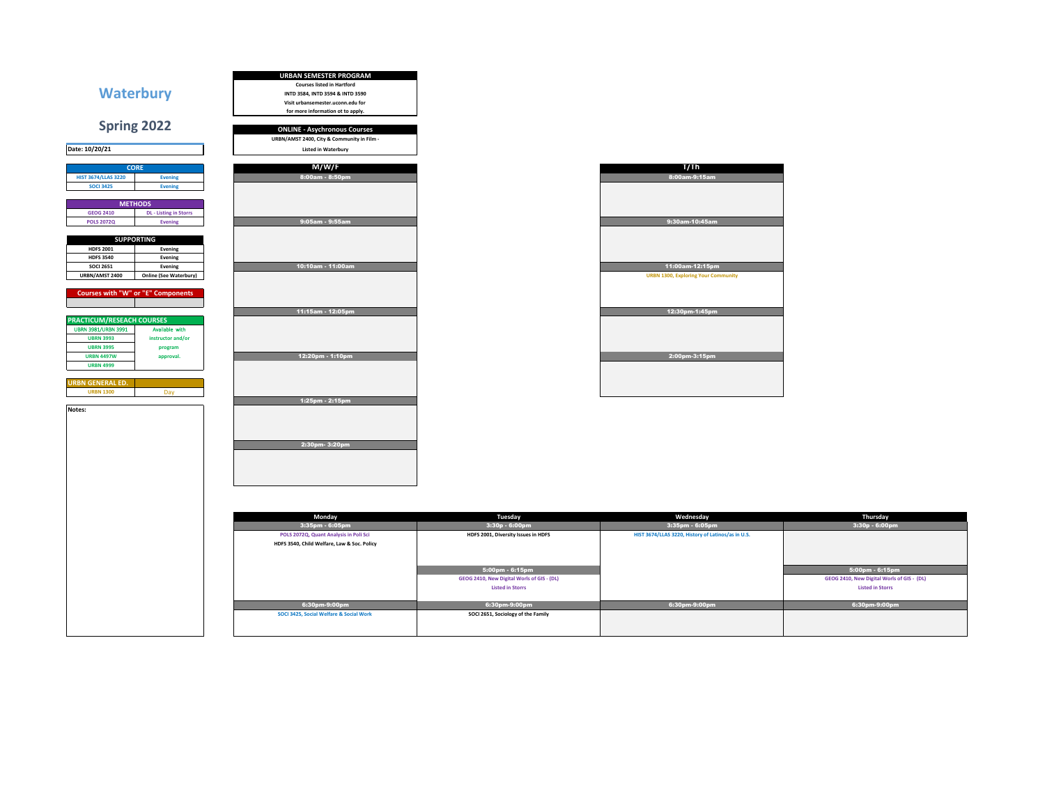# Waterbury

## Spring 2022

Date: 10/20/21

| CORE | |
|---|---|
| HIST 3674/LLAS 3220 | Evening |
| SOCI 3425 | Evening |

| METHODS | |
|---|---|
| GEOG 2410 | DL - Listing in Storrs |
| POLS 2072Q | Evening |

| SUPPORTING | |
|---|---|
| HDFS 2001 | Evening |
| HDFS 3540 | Evening |
| SOCI 2651 | Evening |
| URBN/AMST 2400 | Online (See Waterbury) |

| Courses with "W" or "E" Components | |
|---|---|
| | |

| PRACTICUM/RESEACH COURSES | |
|---|---|
| UBRN 3981/URBN 3991 | Available with instructor and/or program approval. |
| URBN 3993 | |
| URBN 3995 | |
| URBN 4497W | |
| URBN 4999 | |

| URBN GENERAL ED. | |
|---|---|
| URBN 1300 | Day |

Notes:

| URBAN SEMESTER PROGRAM |
|---|
| Courses listed in Hartford |
| INTD 3584, INTD 3594 & INTD 3590 |
| Visit urbansemester.uconn.edu for |
| for more information ot to apply. |

| ONLINE - Asychronous Courses |
|---|
| URBN/AMST 2400, City & Community in Film - |
| Listed in Waterbury |

| M/W/F |
|---|
| 8:00am - 8:50pm |
| |
| 9:05am - 9:55am |
| |
| 10:10am - 11:00am |
| |
| 11:15am - 12:05pm |
| |
| 12:20pm - 1:10pm |
| |
| 1:25pm - 2:15pm |
| |
| 2:30pm- 3:20pm |
| |

| T/Th |
|---|
| 8:00am-9:15am |
| |
| 9:30am-10:45am |
| |
| 11:00am-12:15pm |
| URBN 1300, Exploring Your Community |
| 12:30pm-1:45pm |
| |
| 2:00pm-3:15pm |
| |

| Monday | Tuesday | Wednesday | Thursday |
|---|---|---|---|
| 3:35pm - 6:05pm | 3:30p - 6:00pm | 3:35pm - 6:05pm | 3:30p - 6:00pm |
| POLS 2072Q, Quant Analysis in Poli Sci<br>HDFS 3540, Child Welfare, Law & Soc. Policy | HDFS 2001, Diversity Issues in HDFS | HIST 3674/LLAS 3220, History of Latinos/as in U.S. | |
| | 5:00pm - 6:15pm | | 5:00pm - 6:15pm |
| | GEOG 2410, New Digital Worls of GIS - (DL)<br>Listed in Storrs | | GEOG 2410, New Digital Worls of GIS - (DL)<br>Listed in Storrs |
| 6:30pm-9:00pm | 6:30pm-9:00pm | 6:30pm-9:00pm | 6:30pm-9:00pm |
| SOCI 3425, Social Welfare & Social Work | SOCI 2651, Sociology of the Family | | |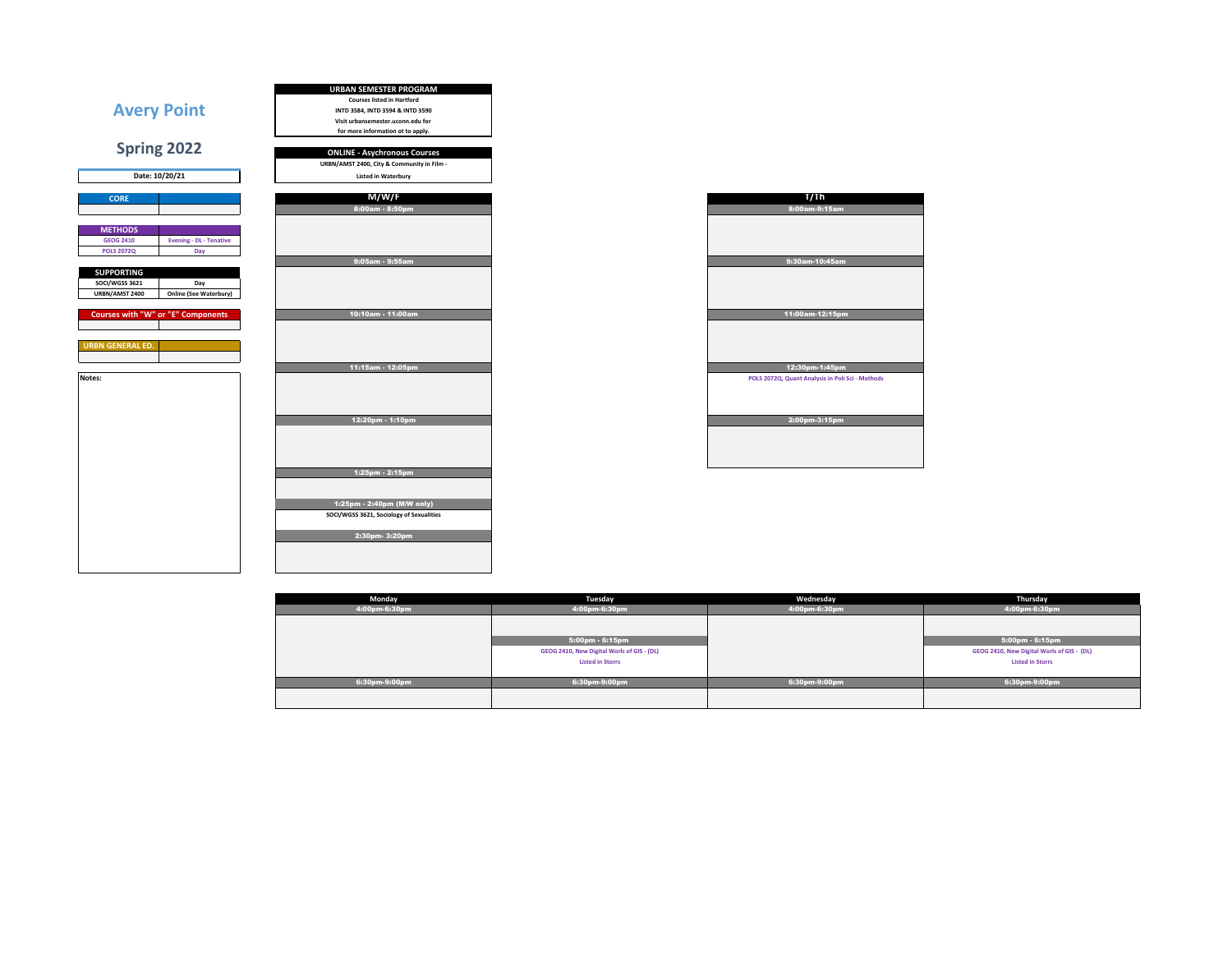# Avery Point

## Spring 2022

Date: 10/20/21

| CORE | |
|---|---|
| | |

| METHODS | |
|---|---|
| GEOG 2410 | Evening - DL - Tenative |
| POLS 2072Q | Day |

| SUPPORTING | |
|---|---|
| SOCI/WGSS 3621 | Day |
| URBN/AMST 2400 | Online (See Waterbury) |

| Courses with "W" or "E" Components | |
|---|---|
| | |

| URBN GENERAL ED. | |
|---|---|
| | |

Notes:

**URBAN SEMESTER PROGRAM**

Courses listed in Hartford
INTD 3584, INTD 3594 & INTD 3590
Visit urbansemester.uconn.edu for
for more information ot to apply.

**ONLINE - Asychronous Courses**

URBN/AMST 2400, City & Community in Film -
Listed in Waterbury

| M/W/F | |
|---|---|
| 8:00am - 8:50pm | |
| 9:05am - 9:55am | |
| 10:10am - 11:00am | |
| 11:15am - 12:05pm | |
| 12:20pm - 1:10pm | |
| 1:25pm - 2:15pm | |
| 1:25pm - 2:40pm (M/W only) | SOCI/WGSS 3621, Sociology of Sexualities |
| 2:30pm- 3:20pm | |

| T/Th | |
|---|---|
| 8:00am-9:15am | |
| 9:30am-10:45am | |
| 11:00am-12:15pm | |
| 12:30pm-1:45pm | POLS 2072Q, Quant Analysis in Poli Sci - Methods |
| 2:00pm-3:15pm | |

| Monday | Tuesday | Wednesday | Thursday |
|---|---|---|---|
| 4:00pm-6:30pm | 4:00pm-6:30pm | 4:00pm-6:30pm | 4:00pm-6:30pm |
| | 5:00pm - 6:15pm | | 5:00pm - 6:15pm |
| | GEOG 2410, New Digital Worls of GIS - (DL) Listed in Storrs | | GEOG 2410, New Digital Worls of GIS - (DL) Listed in Storrs |
| 6:30pm-9:00pm | 6:30pm-9:00pm | 6:30pm-9:00pm | 6:30pm-9:00pm |
| | | | |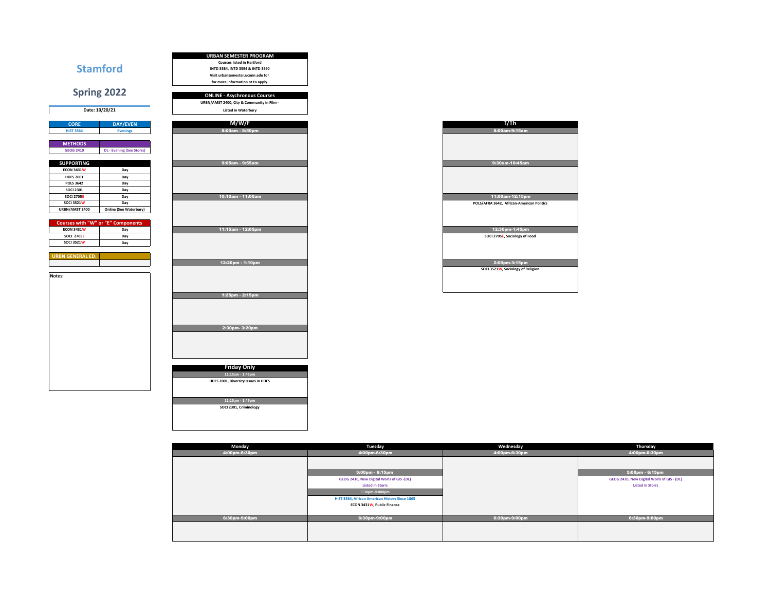# Stamford

## Spring 2022

Date: 10/20/21

| CORE | DAY/EVEN |
|---|---|
| HIST 3564 | Evenings |

| METHODS | |
|---|---|
| GEOG 2410 | DL - Evening (See Storrs) |

| SUPPORTING | |
|---|---|
| ECON 3431W | Day |
| HDFS 2001 | Day |
| POLS 3642 | Day |
| SOCI 2301 | Day |
| SOCI 2705E | Day |
| SOCI 3521W | Day |
| URBN/AMST 2400 | Online (See Waterbury) |

| Courses with "W" or "E" Components | |
|---|---|
| ECON 3431W | Day |
| SOCI 2705E | Day |
| SOCI 3521W | Day |

| URBN GENERAL ED. | |
|---|---|
| | |

Notes:

**URBAN SEMESTER PROGRAM**

Courses listed in Hartford
INTD 3584, INTD 3594 & INTD 3590
Visit urbansemester.uconn.edu for
for more information ot to apply.

**ONLINE - Asychronous Courses**

URBN/AMST 2400, City & Community in Film -
Listed in Waterbury

| M/W/F | T/Th |
|---|---|
| 8:00am - 8:50pm | 8:00am-9:15am |
| | |
| 9:05am - 9:55am | 9:30am-10:45am |
| | |
| 10:10am - 11:00am | 11:00am-12:15pm |
| | POLS/AFRA 3642, African-American Politics |
| 11:15am - 12:05pm | 12:30pm-1:45pm |
| | SOCI 2705E, Sociology of Food |
| 12:20pm - 1:10pm | 2:00pm-3:15pm |
| | SOCI 3521W, Sociology of Religion |
| 1:25pm - 2:15pm | |
| | |
| 2:30pm- 3:20pm | |
| | |

| Friday Only |
|---|
| 11:15am - 1:45pm |
| HDFS 2001, Diversity Issues in HDFS |
| 11:15am - 1:45pm |
| SOCI 2301, Criminology |

| Monday | Tuesday | Wednesday | Thursday |
|---|---|---|---|
| 4:00pm-6:30pm | 4:00pm-6:30pm | 4:00pm-6:30pm | 4:00pm-6:30pm |
| | 5:00pm - 6:15pm | | 5:00pm - 6:15pm |
| | GEOG 2410, New Digital Worls of GIS -(DL) Listed in Storrs | | GEOG 2410, New Digital Worls of GIS - (DL) Listed in Storrs |
| | 5:30pm-8:000pm | | |
| | HIST 3564, African American History Since 1865 | | |
| | ECON 3431W, Public Finance | | |
| 6:30pm-9:00pm | 6:30pm-9:00pm | 6:30pm-9:00pm | 6:30pm-9:00pm |
| | | | |